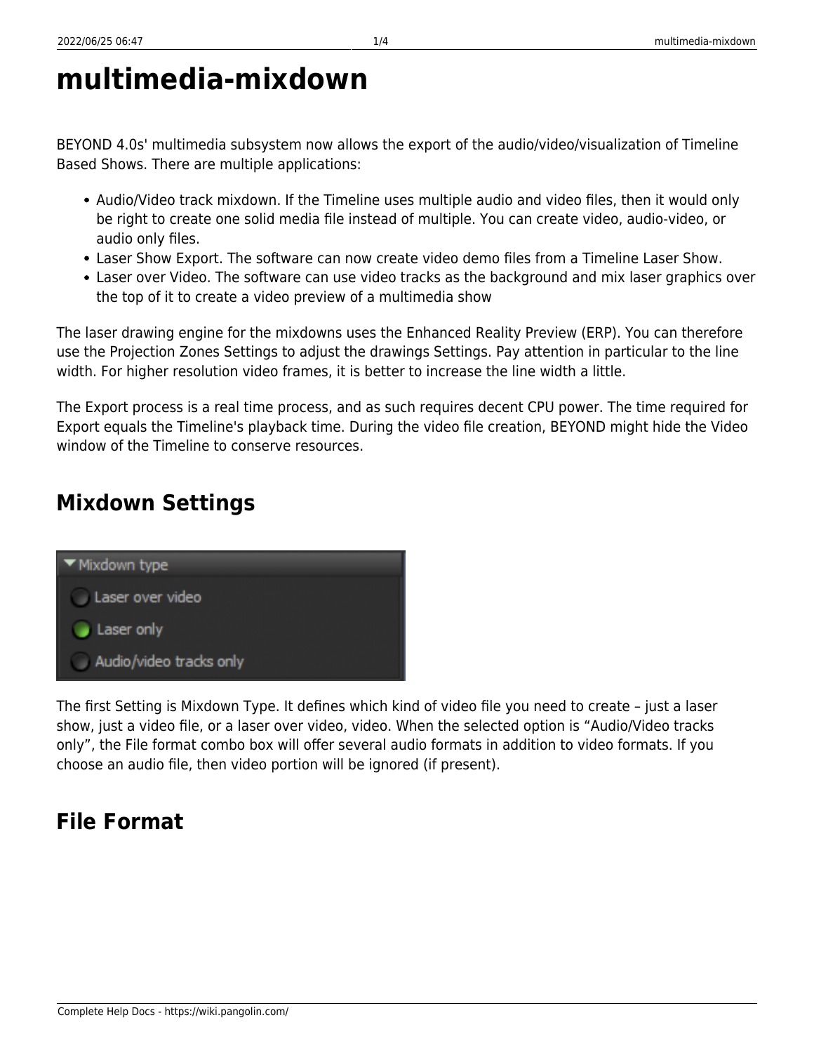# multimedia-mixdown

BEYOND 4.0s' multimedia subsystem now allows the export of the audio/video/visualization of Timeline Based Shows. There are multiple applications:

- Audio/Video track mixdown. If the Timeline uses multiple audio and video files, then it would only be right to create one solid media file instead of multiple. You can create video, audio-video, or audio only files.
- Laser Show Export. The software can now create video demo files from a Timeline Laser Show.
- Laser over Video. The software can use video tracks as the background and mix laser graphics over the top of it to create a video preview of a multimedia show

The laser drawing engine for the mixdowns uses the Enhanced Reality Preview (ERP). You can therefore use the Projection Zones Settings to adjust the drawings Settings. Pay attention in particular to the line width. For higher resolution video frames, it is better to increase the line width a little.

The Export process is a real time process, and as such requires decent CPU power. The time required for Export equals the Timeline's playback time. During the video file creation, BEYOND might hide the Video window of the Timeline to conserve resources.

## Mixdown Settings

The first Setting is Mixdown Type. It defines which kind of video file you need to create – just a laser show, just a video file, or a laser over video, video. When the selected option is “Audio/Video tracks only”, the File format combo box will offer several audio formats in addition to video formats. If you choose an audio file, then video portion will be ignored (if present).

## File Format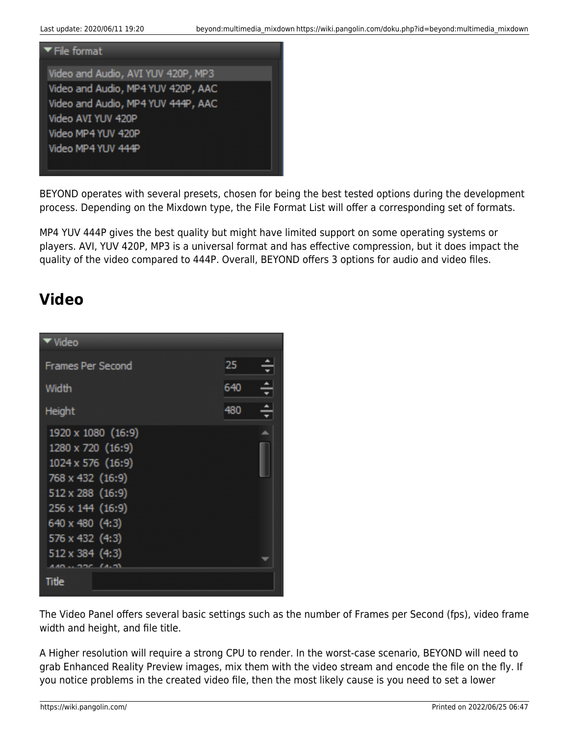BEYOND operates with several presets, chosen for being the best tested options during the development process. Depending on the Mixdown type, the File Format List will offer a corresponding set of formats.

MP4 YUV 444P gives the best quality but might have limited support on some operating systems or players. AVI, YUV 420P, MP3 is a universal format and has effective compression, but it does impact the quality of the video compared to 444P. Overall, BEYOND offers 3 options for audio and video files.

## Video

The Video Panel offers several basic settings such as the number of Frames per Second (fps), video frame width and height, and file title.

A Higher resolution will require a strong CPU to render. In the worst-case scenario, BEYOND will need to grab Enhanced Reality Preview images, mix them with the video stream and encode the file on the fly. If you notice problems in the created video file, then the most likely cause is you need to set a lower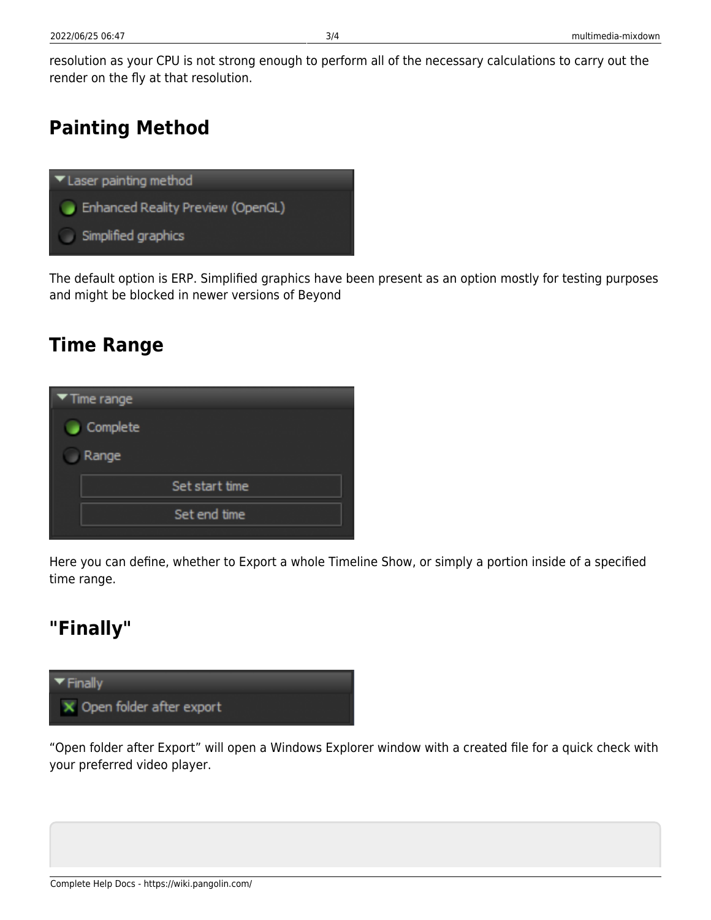resolution as your CPU is not strong enough to perform all of the necessary calculations to carry out the render on the fly at that resolution.

## Painting Method

The default option is ERP. Simplified graphics have been present as an option mostly for testing purposes and might be blocked in newer versions of Beyond

## Time Range

Here you can define, whether to Export a whole Timeline Show, or simply a portion inside of a specified time range.

## "Finally"

"Open folder after Export" will open a Windows Explorer window with a created file for a quick check with your preferred video player.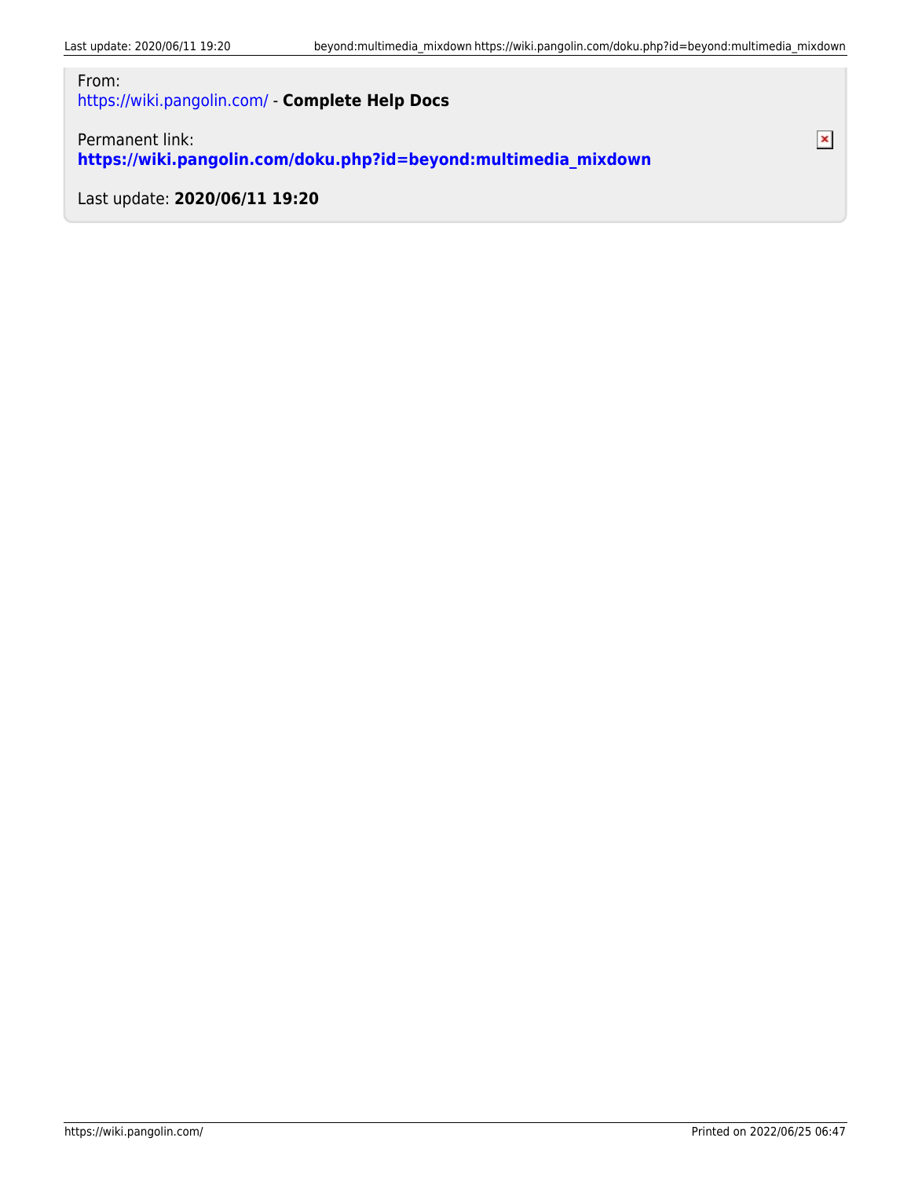From:
https://wiki.pangolin.com/ - **Complete Help Docs**

Permanent link:
**https://wiki.pangolin.com/doku.php?id=beyond:multimedia_mixdown**

Last update: **2020/06/11 19:20**